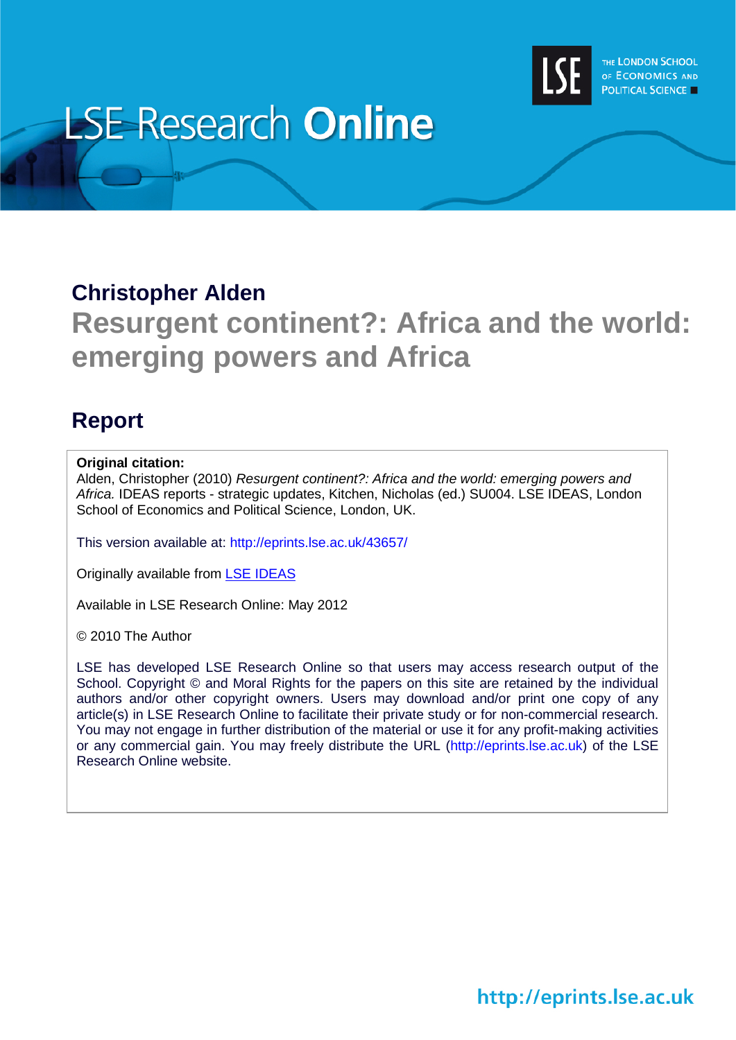# LSE Research Online

THE LONDON SCHOOL OF ECONOMICS AND POLITICAL SCIENCE

## Christopher Alden

# Resurgent continent?: Africa and the world: emerging powers and Africa

## Report

**Original citation:**
Alden, Christopher (2010) *Resurgent continent?: Africa and the world: emerging powers and Africa.* IDEAS reports - strategic updates, Kitchen, Nicholas (ed.) SU004. LSE IDEAS, London School of Economics and Political Science, London, UK.

This version available at: http://eprints.lse.ac.uk/43657/

Originally available from LSE IDEAS

Available in LSE Research Online: May 2012

© 2010 The Author

LSE has developed LSE Research Online so that users may access research output of the School. Copyright © and Moral Rights for the papers on this site are retained by the individual authors and/or other copyright owners. Users may download and/or print one copy of any article(s) in LSE Research Online to facilitate their private study or for non-commercial research. You may not engage in further distribution of the material or use it for any profit-making activities or any commercial gain. You may freely distribute the URL (http://eprints.lse.ac.uk) of the LSE Research Online website.

http://eprints.lse.ac.uk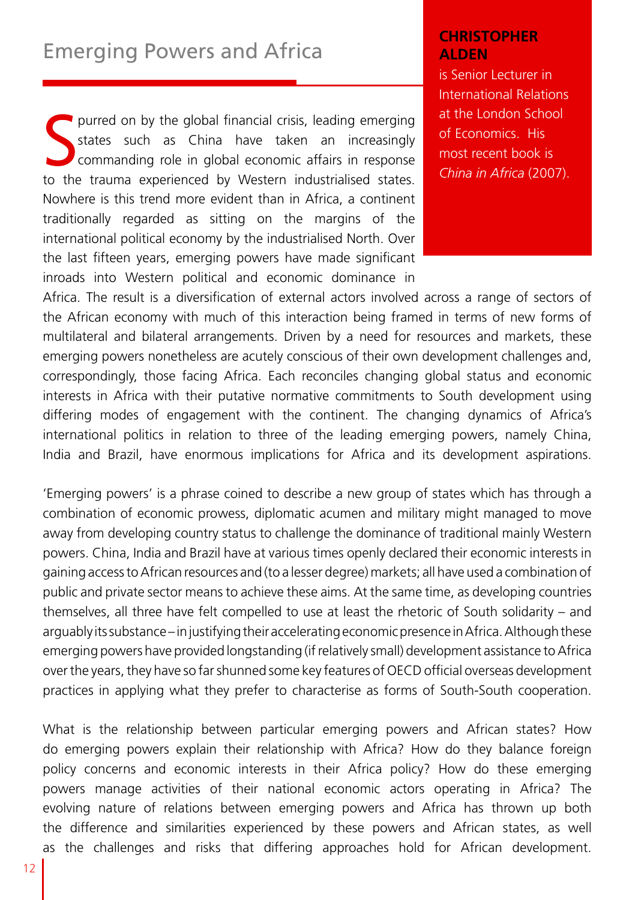# Emerging Powers and Africa

**CHRISTOPHER ALDEN**

is Senior Lecturer in International Relations at the London School of Economics. His most recent book is *China in Africa* (2007).

Spurred on by the global financial crisis, leading emerging states such as China have taken an increasingly commanding role in global economic affairs in response to the trauma experienced by Western industrialised states. Nowhere is this trend more evident than in Africa, a continent traditionally regarded as sitting on the margins of the international political economy by the industrialised North. Over the last fifteen years, emerging powers have made significant inroads into Western political and economic dominance in Africa. The result is a diversification of external actors involved across a range of sectors of the African economy with much of this interaction being framed in terms of new forms of multilateral and bilateral arrangements. Driven by a need for resources and markets, these emerging powers nonetheless are acutely conscious of their own development challenges and, correspondingly, those facing Africa. Each reconciles changing global status and economic interests in Africa with their putative normative commitments to South development using differing modes of engagement with the continent. The changing dynamics of Africa's international politics in relation to three of the leading emerging powers, namely China, India and Brazil, have enormous implications for Africa and its development aspirations.

'Emerging powers' is a phrase coined to describe a new group of states which has through a combination of economic prowess, diplomatic acumen and military might managed to move away from developing country status to challenge the dominance of traditional mainly Western powers. China, India and Brazil have at various times openly declared their economic interests in gaining access to African resources and (to a lesser degree) markets; all have used a combination of public and private sector means to achieve these aims. At the same time, as developing countries themselves, all three have felt compelled to use at least the rhetoric of South solidarity – and arguably its substance – in justifying their accelerating economic presence in Africa. Although these emerging powers have provided longstanding (if relatively small) development assistance to Africa over the years, they have so far shunned some key features of OECD official overseas development practices in applying what they prefer to characterise as forms of South-South cooperation.

What is the relationship between particular emerging powers and African states? How do emerging powers explain their relationship with Africa? How do they balance foreign policy concerns and economic interests in their Africa policy? How do these emerging powers manage activities of their national economic actors operating in Africa? The evolving nature of relations between emerging powers and Africa has thrown up both the difference and similarities experienced by these powers and African states, as well as the challenges and risks that differing approaches hold for African development.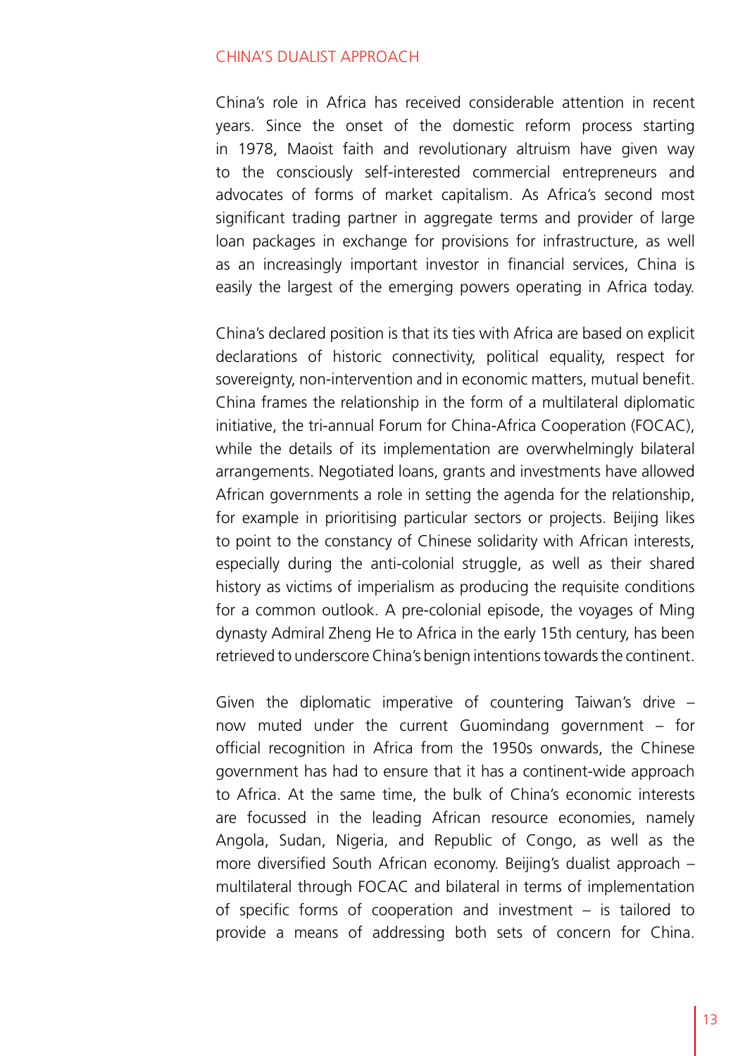## CHINA'S DUALIST APPROACH

China's role in Africa has received considerable attention in recent years. Since the onset of the domestic reform process starting in 1978, Maoist faith and revolutionary altruism have given way to the consciously self-interested commercial entrepreneurs and advocates of forms of market capitalism. As Africa's second most significant trading partner in aggregate terms and provider of large loan packages in exchange for provisions for infrastructure, as well as an increasingly important investor in financial services, China is easily the largest of the emerging powers operating in Africa today.

China's declared position is that its ties with Africa are based on explicit declarations of historic connectivity, political equality, respect for sovereignty, non-intervention and in economic matters, mutual benefit. China frames the relationship in the form of a multilateral diplomatic initiative, the tri-annual Forum for China-Africa Cooperation (FOCAC), while the details of its implementation are overwhelmingly bilateral arrangements. Negotiated loans, grants and investments have allowed African governments a role in setting the agenda for the relationship, for example in prioritising particular sectors or projects. Beijing likes to point to the constancy of Chinese solidarity with African interests, especially during the anti-colonial struggle, as well as their shared history as victims of imperialism as producing the requisite conditions for a common outlook. A pre-colonial episode, the voyages of Ming dynasty Admiral Zheng He to Africa in the early 15th century, has been retrieved to underscore China's benign intentions towards the continent.

Given the diplomatic imperative of countering Taiwan's drive – now muted under the current Guomindang government – for official recognition in Africa from the 1950s onwards, the Chinese government has had to ensure that it has a continent-wide approach to Africa. At the same time, the bulk of China's economic interests are focussed in the leading African resource economies, namely Angola, Sudan, Nigeria, and Republic of Congo, as well as the more diversified South African economy. Beijing's dualist approach – multilateral through FOCAC and bilateral in terms of implementation of specific forms of cooperation and investment – is tailored to provide a means of addressing both sets of concern for China.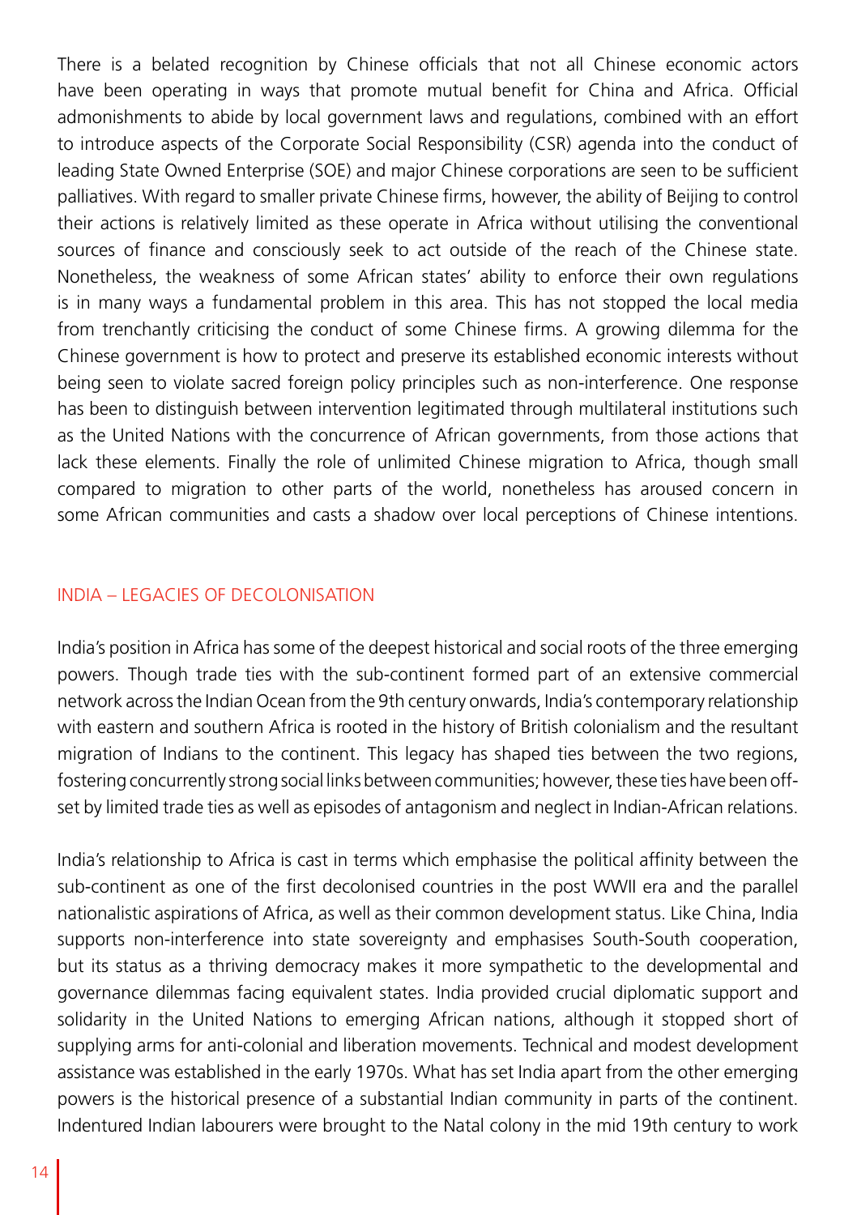There is a belated recognition by Chinese officials that not all Chinese economic actors have been operating in ways that promote mutual benefit for China and Africa. Official admonishments to abide by local government laws and regulations, combined with an effort to introduce aspects of the Corporate Social Responsibility (CSR) agenda into the conduct of leading State Owned Enterprise (SOE) and major Chinese corporations are seen to be sufficient palliatives. With regard to smaller private Chinese firms, however, the ability of Beijing to control their actions is relatively limited as these operate in Africa without utilising the conventional sources of finance and consciously seek to act outside of the reach of the Chinese state. Nonetheless, the weakness of some African states' ability to enforce their own regulations is in many ways a fundamental problem in this area. This has not stopped the local media from trenchantly criticising the conduct of some Chinese firms. A growing dilemma for the Chinese government is how to protect and preserve its established economic interests without being seen to violate sacred foreign policy principles such as non-interference. One response has been to distinguish between intervention legitimated through multilateral institutions such as the United Nations with the concurrence of African governments, from those actions that lack these elements. Finally the role of unlimited Chinese migration to Africa, though small compared to migration to other parts of the world, nonetheless has aroused concern in some African communities and casts a shadow over local perceptions of Chinese intentions.

## INDIA – LEGACIES OF DECOLONISATION

India's position in Africa has some of the deepest historical and social roots of the three emerging powers. Though trade ties with the sub-continent formed part of an extensive commercial network across the Indian Ocean from the 9th century onwards, India's contemporary relationship with eastern and southern Africa is rooted in the history of British colonialism and the resultant migration of Indians to the continent. This legacy has shaped ties between the two regions, fostering concurrently strong social links between communities; however, these ties have been off-set by limited trade ties as well as episodes of antagonism and neglect in Indian-African relations.

India's relationship to Africa is cast in terms which emphasise the political affinity between the sub-continent as one of the first decolonised countries in the post WWII era and the parallel nationalistic aspirations of Africa, as well as their common development status. Like China, India supports non-interference into state sovereignty and emphasises South-South cooperation, but its status as a thriving democracy makes it more sympathetic to the developmental and governance dilemmas facing equivalent states. India provided crucial diplomatic support and solidarity in the United Nations to emerging African nations, although it stopped short of supplying arms for anti-colonial and liberation movements. Technical and modest development assistance was established in the early 1970s. What has set India apart from the other emerging powers is the historical presence of a substantial Indian community in parts of the continent. Indentured Indian labourers were brought to the Natal colony in the mid 19th century to work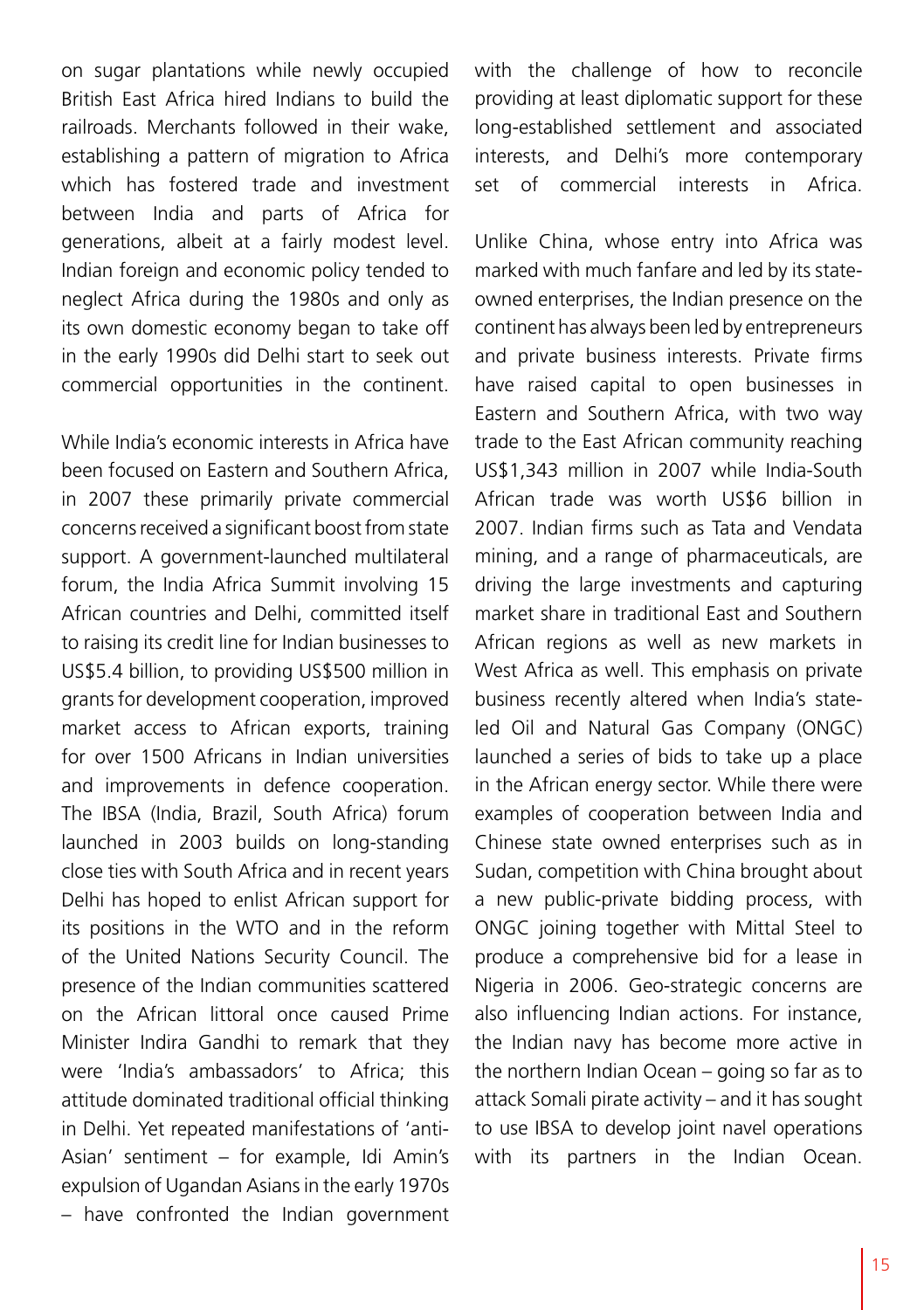on sugar plantations while newly occupied British East Africa hired Indians to build the railroads. Merchants followed in their wake, establishing a pattern of migration to Africa which has fostered trade and investment between India and parts of Africa for generations, albeit at a fairly modest level. Indian foreign and economic policy tended to neglect Africa during the 1980s and only as its own domestic economy began to take off in the early 1990s did Delhi start to seek out commercial opportunities in the continent.

While India's economic interests in Africa have been focused on Eastern and Southern Africa, in 2007 these primarily private commercial concerns received a significant boost from state support. A government-launched multilateral forum, the India Africa Summit involving 15 African countries and Delhi, committed itself to raising its credit line for Indian businesses to US$5.4 billion, to providing US$500 million in grants for development cooperation, improved market access to African exports, training for over 1500 Africans in Indian universities and improvements in defence cooperation. The IBSA (India, Brazil, South Africa) forum launched in 2003 builds on long-standing close ties with South Africa and in recent years Delhi has hoped to enlist African support for its positions in the WTO and in the reform of the United Nations Security Council. The presence of the Indian communities scattered on the African littoral once caused Prime Minister Indira Gandhi to remark that they were 'India's ambassadors' to Africa; this attitude dominated traditional official thinking in Delhi. Yet repeated manifestations of 'anti-Asian' sentiment – for example, Idi Amin's expulsion of Ugandan Asians in the early 1970s – have confronted the Indian government with the challenge of how to reconcile providing at least diplomatic support for these long-established settlement and associated interests, and Delhi's more contemporary set of commercial interests in Africa.

Unlike China, whose entry into Africa was marked with much fanfare and led by its state-owned enterprises, the Indian presence on the continent has always been led by entrepreneurs and private business interests. Private firms have raised capital to open businesses in Eastern and Southern Africa, with two way trade to the East African community reaching US$1,343 million in 2007 while India-South African trade was worth US$6 billion in 2007. Indian firms such as Tata and Vendata mining, and a range of pharmaceuticals, are driving the large investments and capturing market share in traditional East and Southern African regions as well as new markets in West Africa as well. This emphasis on private business recently altered when India's state-led Oil and Natural Gas Company (ONGC) launched a series of bids to take up a place in the African energy sector. While there were examples of cooperation between India and Chinese state owned enterprises such as in Sudan, competition with China brought about a new public-private bidding process, with ONGC joining together with Mittal Steel to produce a comprehensive bid for a lease in Nigeria in 2006. Geo-strategic concerns are also influencing Indian actions. For instance, the Indian navy has become more active in the northern Indian Ocean – going so far as to attack Somali pirate activity – and it has sought to use IBSA to develop joint navel operations with its partners in the Indian Ocean.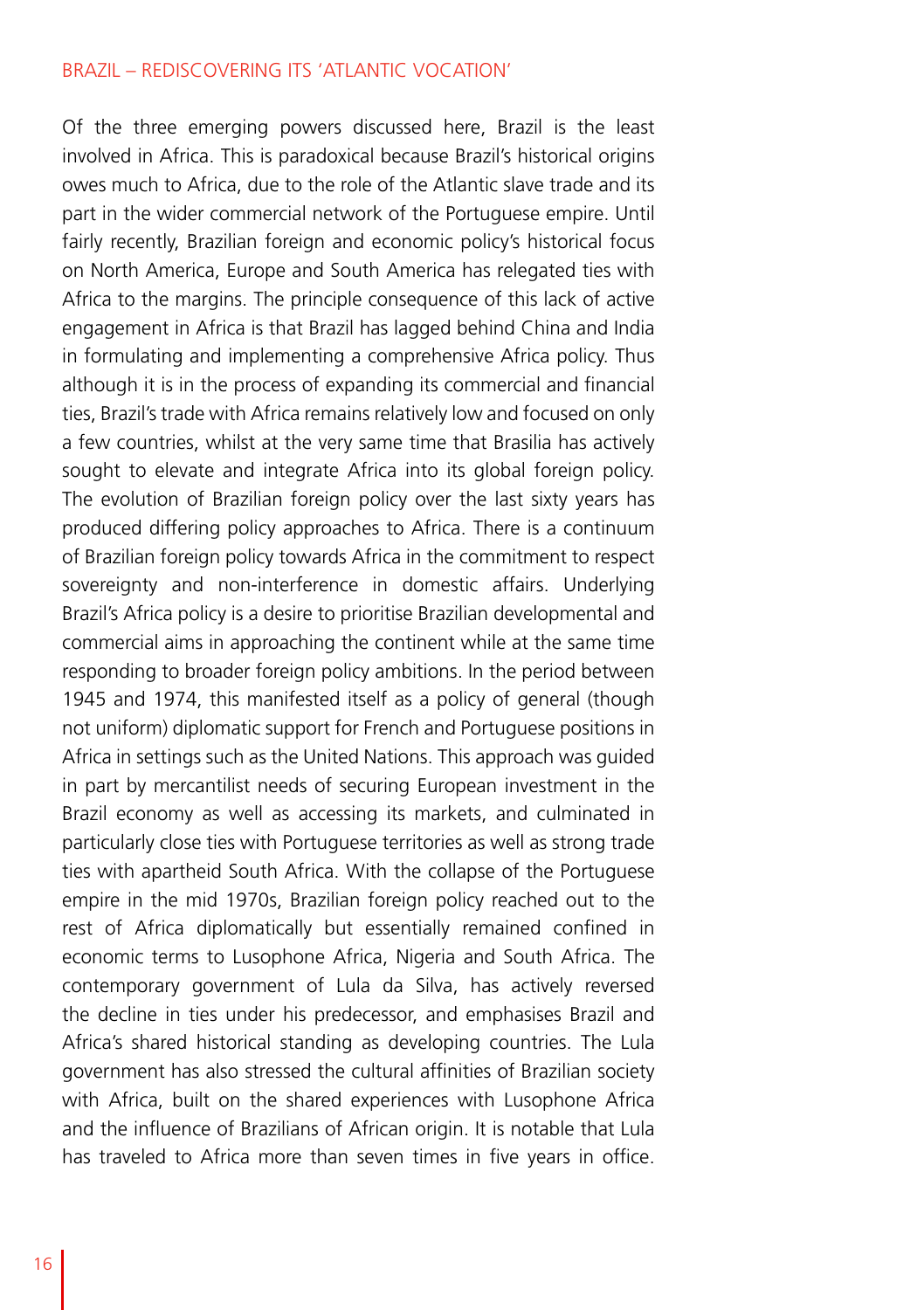## BRAZIL – REDISCOVERING ITS 'ATLANTIC VOCATION'

Of the three emerging powers discussed here, Brazil is the least involved in Africa. This is paradoxical because Brazil's historical origins owes much to Africa, due to the role of the Atlantic slave trade and its part in the wider commercial network of the Portuguese empire. Until fairly recently, Brazilian foreign and economic policy's historical focus on North America, Europe and South America has relegated ties with Africa to the margins. The principle consequence of this lack of active engagement in Africa is that Brazil has lagged behind China and India in formulating and implementing a comprehensive Africa policy. Thus although it is in the process of expanding its commercial and financial ties, Brazil's trade with Africa remains relatively low and focused on only a few countries, whilst at the very same time that Brasilia has actively sought to elevate and integrate Africa into its global foreign policy. The evolution of Brazilian foreign policy over the last sixty years has produced differing policy approaches to Africa. There is a continuum of Brazilian foreign policy towards Africa in the commitment to respect sovereignty and non-interference in domestic affairs. Underlying Brazil's Africa policy is a desire to prioritise Brazilian developmental and commercial aims in approaching the continent while at the same time responding to broader foreign policy ambitions. In the period between 1945 and 1974, this manifested itself as a policy of general (though not uniform) diplomatic support for French and Portuguese positions in Africa in settings such as the United Nations. This approach was guided in part by mercantilist needs of securing European investment in the Brazil economy as well as accessing its markets, and culminated in particularly close ties with Portuguese territories as well as strong trade ties with apartheid South Africa. With the collapse of the Portuguese empire in the mid 1970s, Brazilian foreign policy reached out to the rest of Africa diplomatically but essentially remained confined in economic terms to Lusophone Africa, Nigeria and South Africa. The contemporary government of Lula da Silva, has actively reversed the decline in ties under his predecessor, and emphasises Brazil and Africa's shared historical standing as developing countries. The Lula government has also stressed the cultural affinities of Brazilian society with Africa, built on the shared experiences with Lusophone Africa and the influence of Brazilians of African origin. It is notable that Lula has traveled to Africa more than seven times in five years in office.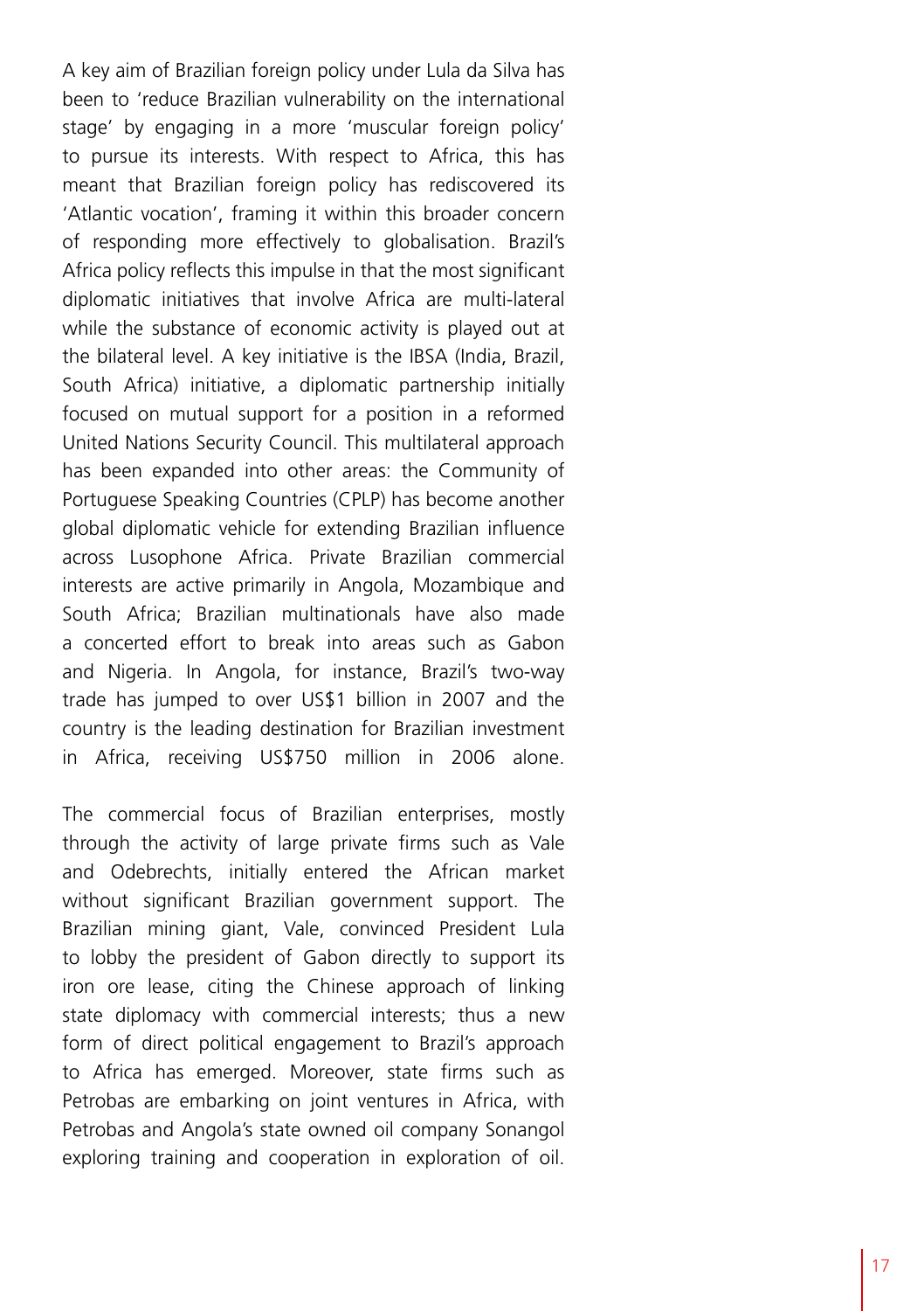A key aim of Brazilian foreign policy under Lula da Silva has been to 'reduce Brazilian vulnerability on the international stage' by engaging in a more 'muscular foreign policy' to pursue its interests. With respect to Africa, this has meant that Brazilian foreign policy has rediscovered its 'Atlantic vocation', framing it within this broader concern of responding more effectively to globalisation. Brazil's Africa policy reflects this impulse in that the most significant diplomatic initiatives that involve Africa are multi-lateral while the substance of economic activity is played out at the bilateral level. A key initiative is the IBSA (India, Brazil, South Africa) initiative, a diplomatic partnership initially focused on mutual support for a position in a reformed United Nations Security Council. This multilateral approach has been expanded into other areas: the Community of Portuguese Speaking Countries (CPLP) has become another global diplomatic vehicle for extending Brazilian influence across Lusophone Africa. Private Brazilian commercial interests are active primarily in Angola, Mozambique and South Africa; Brazilian multinationals have also made a concerted effort to break into areas such as Gabon and Nigeria. In Angola, for instance, Brazil's two-way trade has jumped to over US$1 billion in 2007 and the country is the leading destination for Brazilian investment in Africa, receiving US$750 million in 2006 alone.

The commercial focus of Brazilian enterprises, mostly through the activity of large private firms such as Vale and Odebrechts, initially entered the African market without significant Brazilian government support. The Brazilian mining giant, Vale, convinced President Lula to lobby the president of Gabon directly to support its iron ore lease, citing the Chinese approach of linking state diplomacy with commercial interests; thus a new form of direct political engagement to Brazil's approach to Africa has emerged. Moreover, state firms such as Petrobas are embarking on joint ventures in Africa, with Petrobas and Angola's state owned oil company Sonangol exploring training and cooperation in exploration of oil.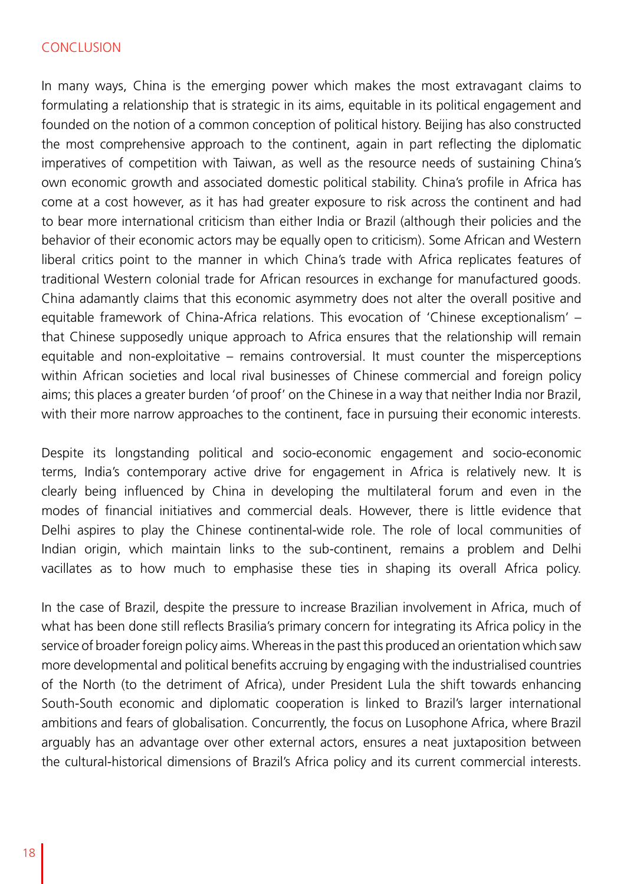## CONCLUSION

In many ways, China is the emerging power which makes the most extravagant claims to formulating a relationship that is strategic in its aims, equitable in its political engagement and founded on the notion of a common conception of political history. Beijing has also constructed the most comprehensive approach to the continent, again in part reflecting the diplomatic imperatives of competition with Taiwan, as well as the resource needs of sustaining China's own economic growth and associated domestic political stability. China's profile in Africa has come at a cost however, as it has had greater exposure to risk across the continent and had to bear more international criticism than either India or Brazil (although their policies and the behavior of their economic actors may be equally open to criticism). Some African and Western liberal critics point to the manner in which China's trade with Africa replicates features of traditional Western colonial trade for African resources in exchange for manufactured goods. China adamantly claims that this economic asymmetry does not alter the overall positive and equitable framework of China-Africa relations. This evocation of 'Chinese exceptionalism' – that Chinese supposedly unique approach to Africa ensures that the relationship will remain equitable and non-exploitative – remains controversial. It must counter the misperceptions within African societies and local rival businesses of Chinese commercial and foreign policy aims; this places a greater burden 'of proof' on the Chinese in a way that neither India nor Brazil, with their more narrow approaches to the continent, face in pursuing their economic interests.

Despite its longstanding political and socio-economic engagement and socio-economic terms, India's contemporary active drive for engagement in Africa is relatively new. It is clearly being influenced by China in developing the multilateral forum and even in the modes of financial initiatives and commercial deals. However, there is little evidence that Delhi aspires to play the Chinese continental-wide role. The role of local communities of Indian origin, which maintain links to the sub-continent, remains a problem and Delhi vacillates as to how much to emphasise these ties in shaping its overall Africa policy.

In the case of Brazil, despite the pressure to increase Brazilian involvement in Africa, much of what has been done still reflects Brasilia's primary concern for integrating its Africa policy in the service of broader foreign policy aims. Whereas in the past this produced an orientation which saw more developmental and political benefits accruing by engaging with the industrialised countries of the North (to the detriment of Africa), under President Lula the shift towards enhancing South-South economic and diplomatic cooperation is linked to Brazil's larger international ambitions and fears of globalisation. Concurrently, the focus on Lusophone Africa, where Brazil arguably has an advantage over other external actors, ensures a neat juxtaposition between the cultural-historical dimensions of Brazil's Africa policy and its current commercial interests.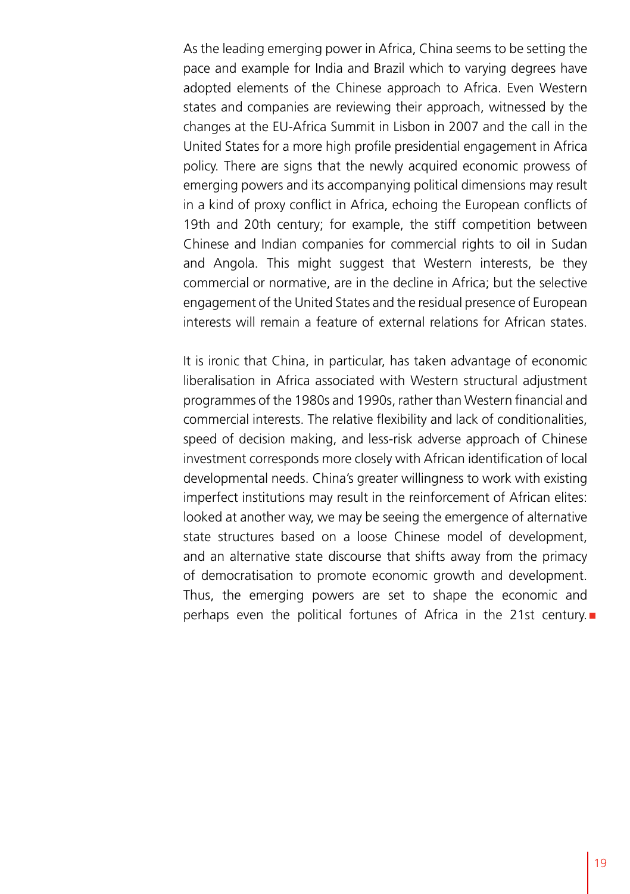As the leading emerging power in Africa, China seems to be setting the pace and example for India and Brazil which to varying degrees have adopted elements of the Chinese approach to Africa. Even Western states and companies are reviewing their approach, witnessed by the changes at the EU-Africa Summit in Lisbon in 2007 and the call in the United States for a more high profile presidential engagement in Africa policy. There are signs that the newly acquired economic prowess of emerging powers and its accompanying political dimensions may result in a kind of proxy conflict in Africa, echoing the European conflicts of 19th and 20th century; for example, the stiff competition between Chinese and Indian companies for commercial rights to oil in Sudan and Angola. This might suggest that Western interests, be they commercial or normative, are in the decline in Africa; but the selective engagement of the United States and the residual presence of European interests will remain a feature of external relations for African states.

It is ironic that China, in particular, has taken advantage of economic liberalisation in Africa associated with Western structural adjustment programmes of the 1980s and 1990s, rather than Western financial and commercial interests. The relative flexibility and lack of conditionalities, speed of decision making, and less-risk adverse approach of Chinese investment corresponds more closely with African identification of local developmental needs. China's greater willingness to work with existing imperfect institutions may result in the reinforcement of African elites: looked at another way, we may be seeing the emergence of alternative state structures based on a loose Chinese model of development, and an alternative state discourse that shifts away from the primacy of democratisation to promote economic growth and development. Thus, the emerging powers are set to shape the economic and perhaps even the political fortunes of Africa in the 21st century. ■